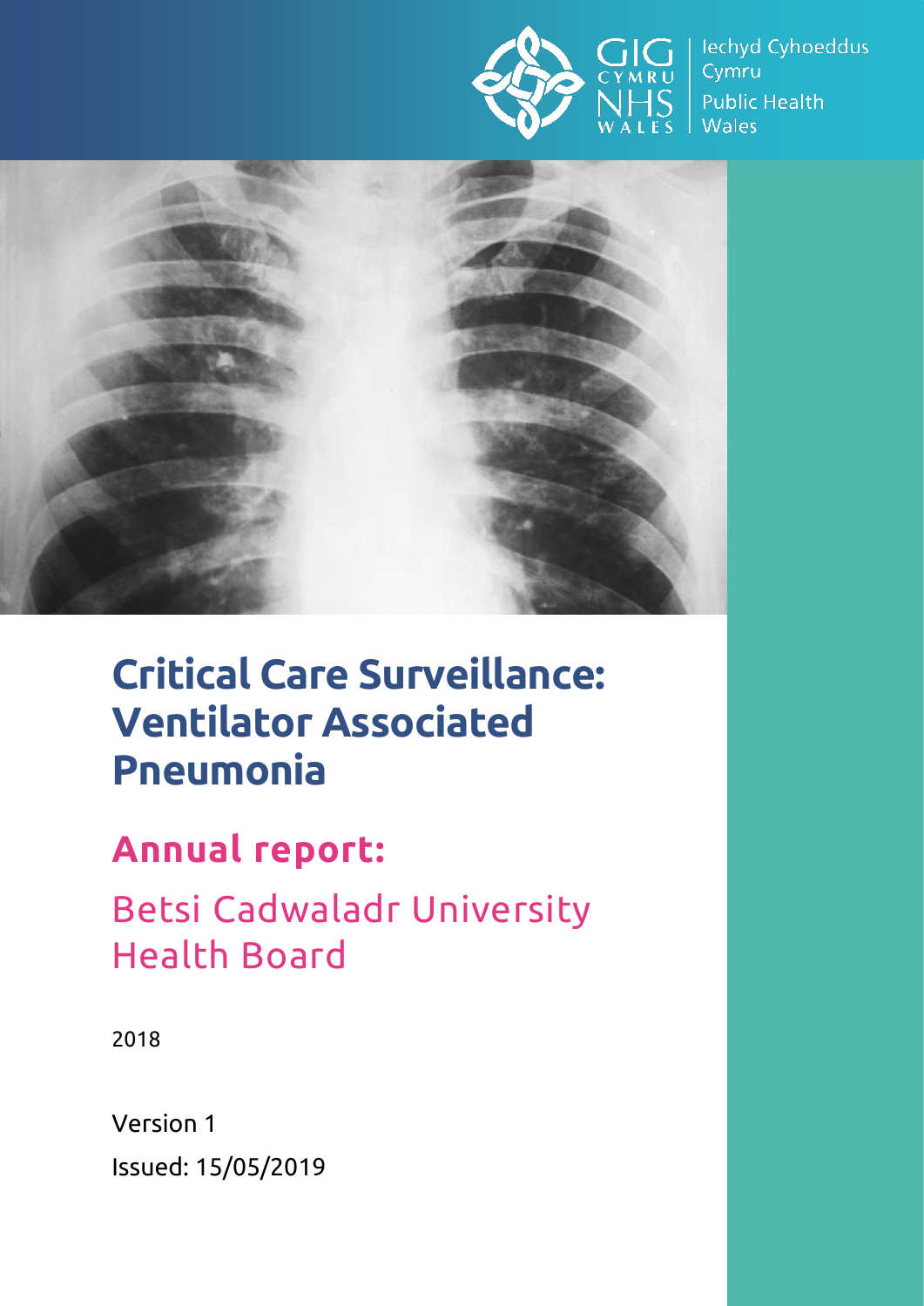Iechyd Cyhoeddus Cymru

Public Health Wales

# Critical Care Surveillance: Ventilator Associated Pneumonia

## Annual report:

## Betsi Cadwaladr University Health Board

2018

Version 1

Issued: 15/05/2019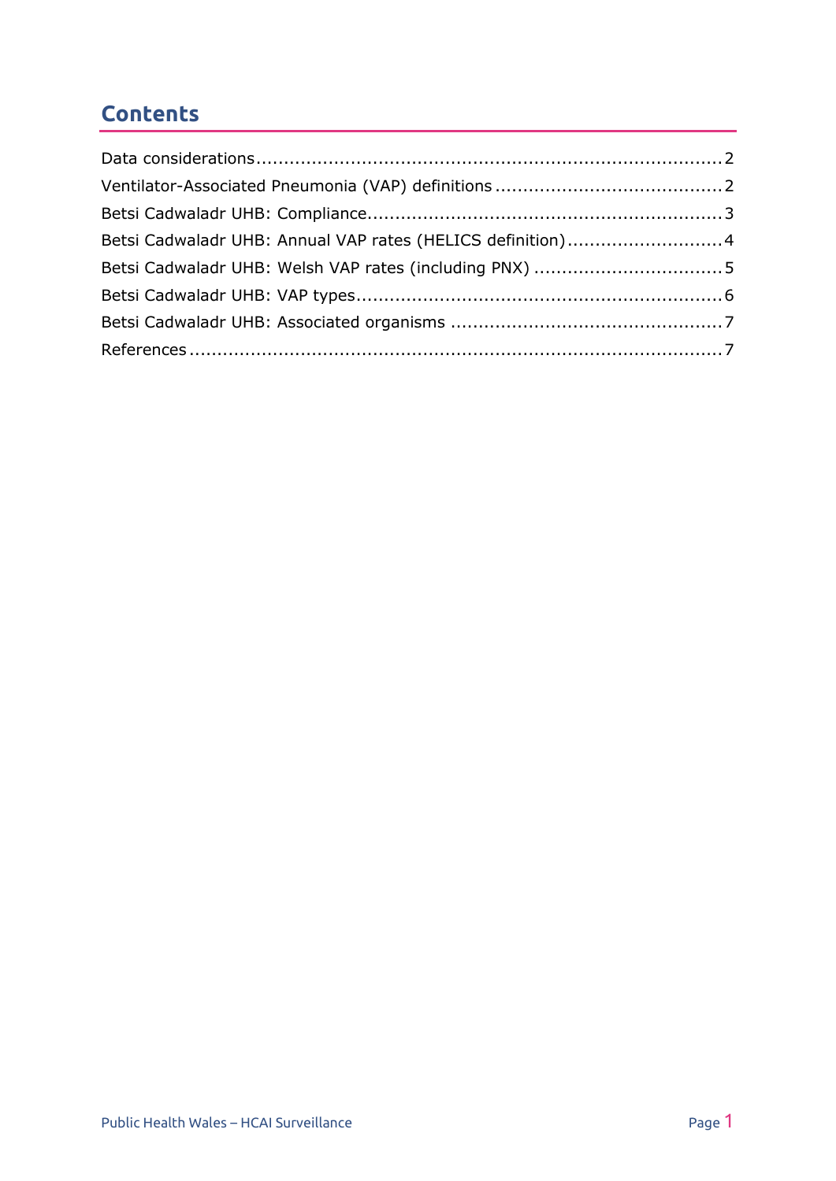## Contents

Data considerations .......................................................................................... 2
Ventilator-Associated Pneumonia (VAP) definitions ........................................ 2
Betsi Cadwaladr UHB: Compliance ................................................................. 3
Betsi Cadwaladr UHB: Annual VAP rates (HELICS definition) ............................ 4
Betsi Cadwaladr UHB: Welsh VAP rates (including PNX) ................................. 5
Betsi Cadwaladr UHB: VAP types ................................................................. 6
Betsi Cadwaladr UHB: Associated organisms ................................................ 7
References ...................................................................................................... 7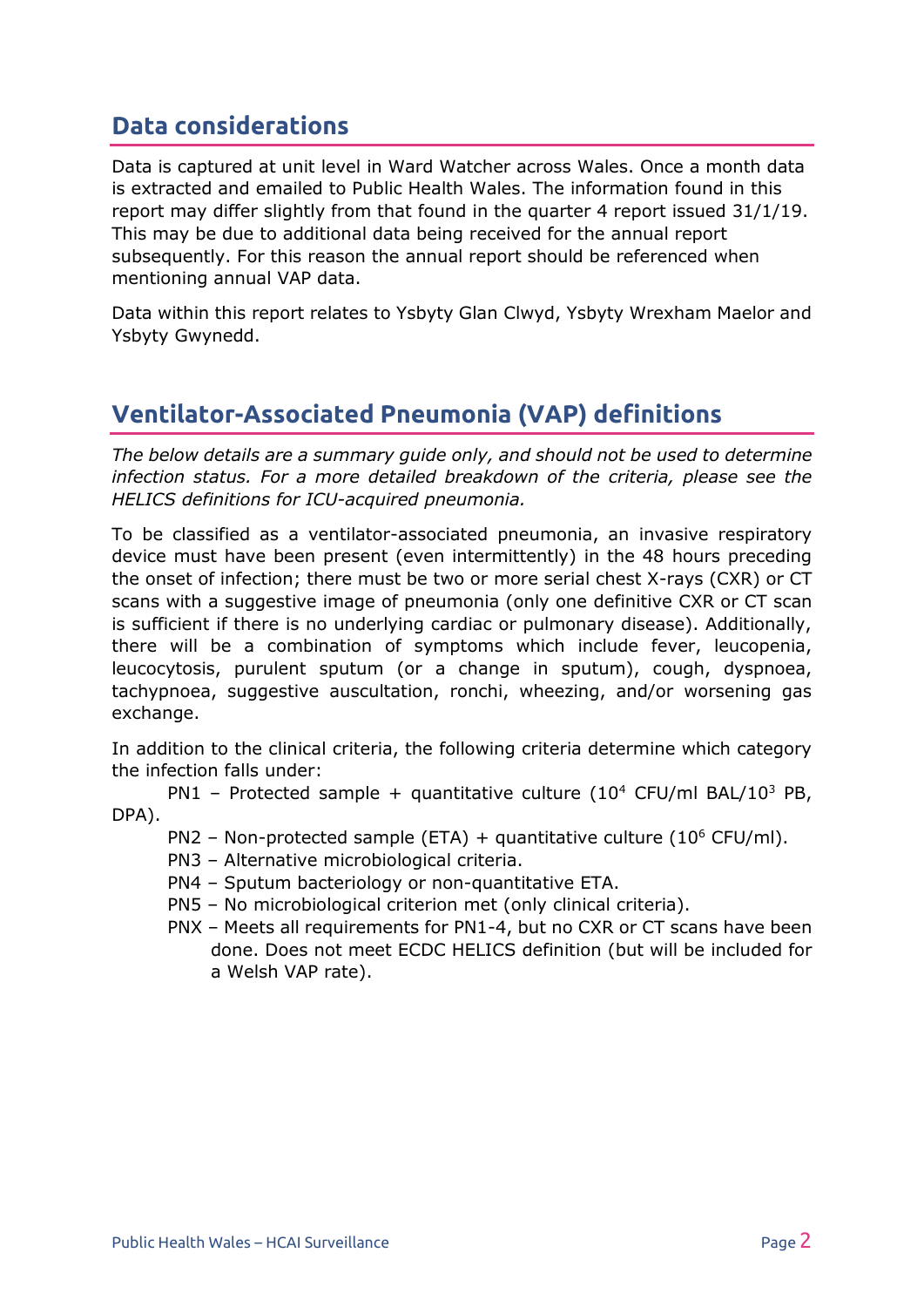## Data considerations

Data is captured at unit level in Ward Watcher across Wales. Once a month data is extracted and emailed to Public Health Wales. The information found in this report may differ slightly from that found in the quarter 4 report issued 31/1/19. This may be due to additional data being received for the annual report subsequently. For this reason the annual report should be referenced when mentioning annual VAP data.

Data within this report relates to Ysbyty Glan Clwyd, Ysbyty Wrexham Maelor and Ysbyty Gwynedd.

## Ventilator-Associated Pneumonia (VAP) definitions

*The below details are a summary guide only, and should not be used to determine infection status. For a more detailed breakdown of the criteria, please see the HELICS definitions for ICU-acquired pneumonia.*

To be classified as a ventilator-associated pneumonia, an invasive respiratory device must have been present (even intermittently) in the 48 hours preceding the onset of infection; there must be two or more serial chest X-rays (CXR) or CT scans with a suggestive image of pneumonia (only one definitive CXR or CT scan is sufficient if there is no underlying cardiac or pulmonary disease). Additionally, there will be a combination of symptoms which include fever, leucopenia, leucocytosis, purulent sputum (or a change in sputum), cough, dyspnoea, tachypnoea, suggestive auscultation, ronchi, wheezing, and/or worsening gas exchange.

In addition to the clinical criteria, the following criteria determine which category the infection falls under:

- PN1 – Protected sample + quantitative culture ($10^4$ CFU/ml BAL/$10^3$ PB, DPA).
- PN2 – Non-protected sample (ETA) + quantitative culture ($10^6$ CFU/ml).
- PN3 – Alternative microbiological criteria.
- PN4 – Sputum bacteriology or non-quantitative ETA.
- PN5 – No microbiological criterion met (only clinical criteria).
- PNX – Meets all requirements for PN1-4, but no CXR or CT scans have been done. Does not meet ECDC HELICS definition (but will be included for a Welsh VAP rate).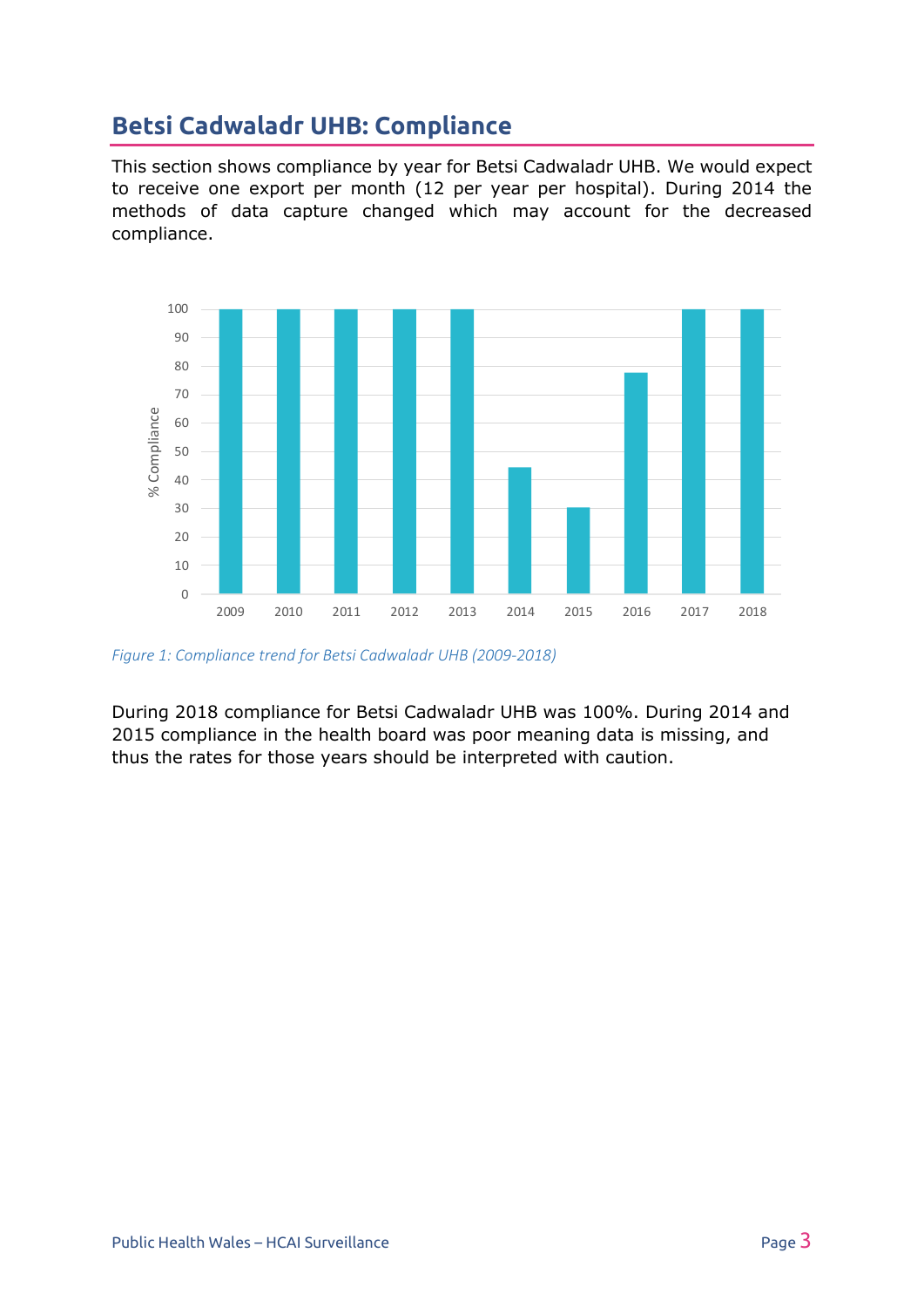## Betsi Cadwaladr UHB: Compliance

This section shows compliance by year for Betsi Cadwaladr UHB. We would expect to receive one export per month (12 per year per hospital). During 2014 the methods of data capture changed which may account for the decreased compliance.

*Figure 1: Compliance trend for Betsi Cadwaladr UHB (2009-2018)*

During 2018 compliance for Betsi Cadwaladr UHB was 100%. During 2014 and 2015 compliance in the health board was poor meaning data is missing, and thus the rates for those years should be interpreted with caution.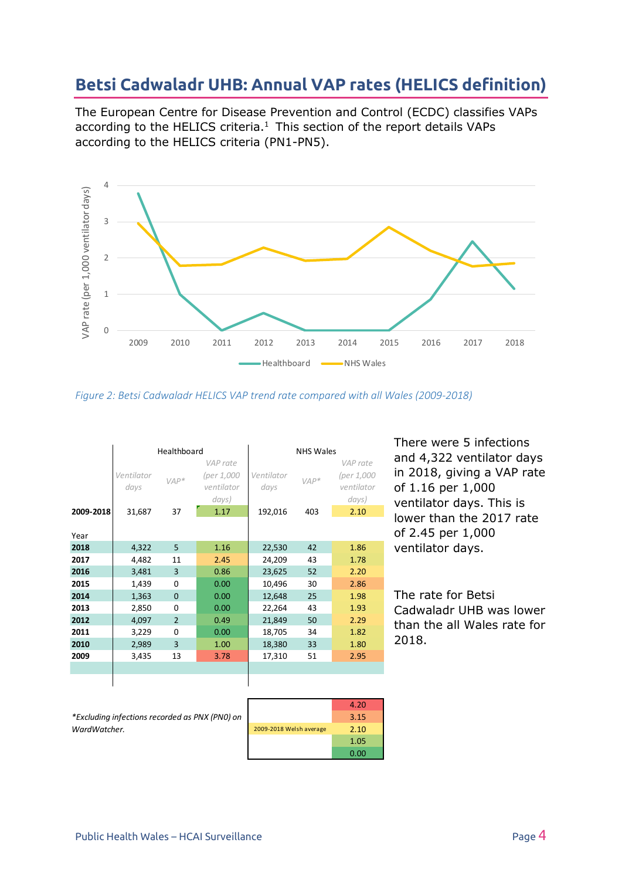## Betsi Cadwaladr UHB: Annual VAP rates (HELICS definition)

The European Centre for Disease Prevention and Control (ECDC) classifies VAPs according to the HELICS criteria.[1] This section of the report details VAPs according to the HELICS criteria (PN1-PN5).

*Figure 2: Betsi Cadwaladr HELICS VAP trend rate compared with all Wales (2009-2018)*

| | Healthboard | | | NHS Wales | | |
|---|---|---|---|---|---|---|
| | *Ventilator days* | *VAP** | *VAP rate (per 1,000 ventilator days)* | *Ventilator days* | *VAP** | *VAP rate (per 1,000 ventilator days)* |
| **2009-2018** | 31,687 | 37 | 1.17 | 192,016 | 403 | 2.10 |
| Year | | | | | | |
| **2018** | 4,322 | 5 | 1.16 | 22,530 | 42 | 1.86 |
| **2017** | 4,482 | 11 | 2.45 | 24,209 | 43 | 1.78 |
| **2016** | 3,481 | 3 | 0.86 | 23,625 | 52 | 2.20 |
| **2015** | 1,439 | 0 | 0.00 | 10,496 | 30 | 2.86 |
| **2014** | 1,363 | 0 | 0.00 | 12,648 | 25 | 1.98 |
| **2013** | 2,850 | 0 | 0.00 | 22,264 | 43 | 1.93 |
| **2012** | 4,097 | 2 | 0.49 | 21,849 | 50 | 2.29 |
| **2011** | 3,229 | 0 | 0.00 | 18,705 | 34 | 1.82 |
| **2010** | 2,989 | 3 | 1.00 | 18,380 | 33 | 1.80 |
| **2009** | 3,435 | 13 | 3.78 | 17,310 | 51 | 2.95 |

*\*Excluding infections recorded as PNX (PN0) on WardWatcher.*

| | |
|---|---|
| | 4.20 |
| | 3.15 |
| 2009-2018 Welsh average | 2.10 |
| | 1.05 |
| | 0.00 |

There were 5 infections and 4,322 ventilator days in 2018, giving a VAP rate of 1.16 per 1,000 ventilator days. This is lower than the 2017 rate of 2.45 per 1,000 ventilator days.

The rate for Betsi Cadwaladr UHB was lower than the all Wales rate for 2018.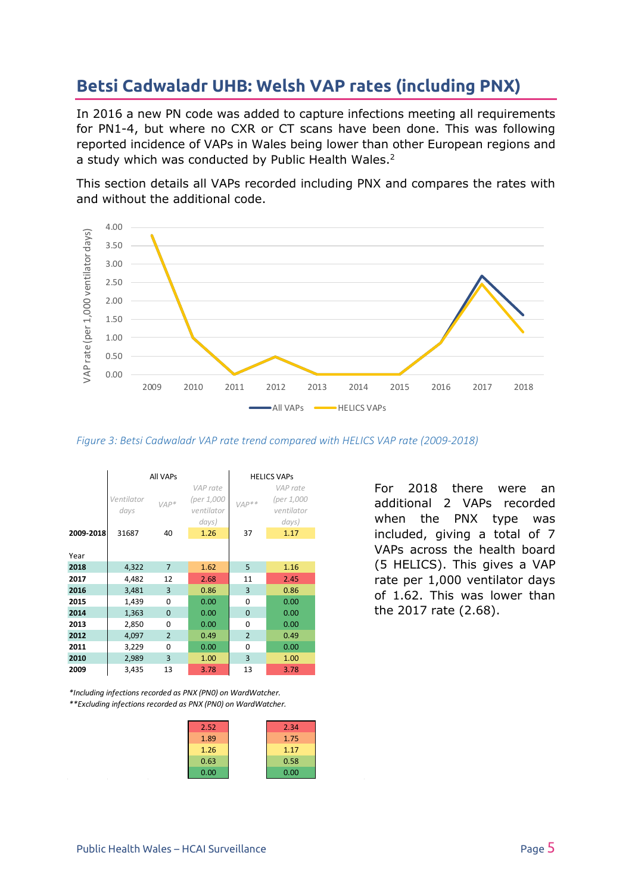## Betsi Cadwaladr UHB: Welsh VAP rates (including PNX)

In 2016 a new PN code was added to capture infections meeting all requirements for PN1-4, but where no CXR or CT scans have been done. This was following reported incidence of VAPs in Wales being lower than other European regions and a study which was conducted by Public Health Wales.[2]

This section details all VAPs recorded including PNX and compares the rates with and without the additional code.

*Figure 3: Betsi Cadwaladr VAP rate trend compared with HELICS VAP rate (2009-2018)*

| | All VAPs | | | HELICS VAPs | |
|---|---|---|---|---|---|
| | Ventilator days | VAP* | VAP rate (per 1,000 ventilator days) | VAP** | VAP rate (per 1,000 ventilator days) |
| **2009-2018** | 31687 | 40 | 1.26 | 37 | 1.17 |
| Year | | | | | |
| **2018** | 4,322 | 7 | 1.62 | 5 | 1.16 |
| **2017** | 4,482 | 12 | 2.68 | 11 | 2.45 |
| **2016** | 3,481 | 3 | 0.86 | 3 | 0.86 |
| **2015** | 1,439 | 0 | 0.00 | 0 | 0.00 |
| **2014** | 1,363 | 0 | 0.00 | 0 | 0.00 |
| **2013** | 2,850 | 0 | 0.00 | 0 | 0.00 |
| **2012** | 4,097 | 2 | 0.49 | 2 | 0.49 |
| **2011** | 3,229 | 0 | 0.00 | 0 | 0.00 |
| **2010** | 2,989 | 3 | 1.00 | 3 | 1.00 |
| **2009** | 3,435 | 13 | 3.78 | 13 | 3.78 |

*\*Including infections recorded as PNX (PN0) on WardWatcher.*
*\*\*Excluding infections recorded as PNX (PN0) on WardWatcher.*

| All VAPs rate scale | HELICS VAPs rate scale |
|---|---|
| 2.52 | 2.34 |
| 1.89 | 1.75 |
| 1.26 | 1.17 |
| 0.63 | 0.58 |
| 0.00 | 0.00 |

For 2018 there were an additional 2 VAPs recorded when the PNX type was included, giving a total of 7 VAPs across the health board (5 HELICS). This gives a VAP rate per 1,000 ventilator days of 1.62. This was lower than the 2017 rate (2.68).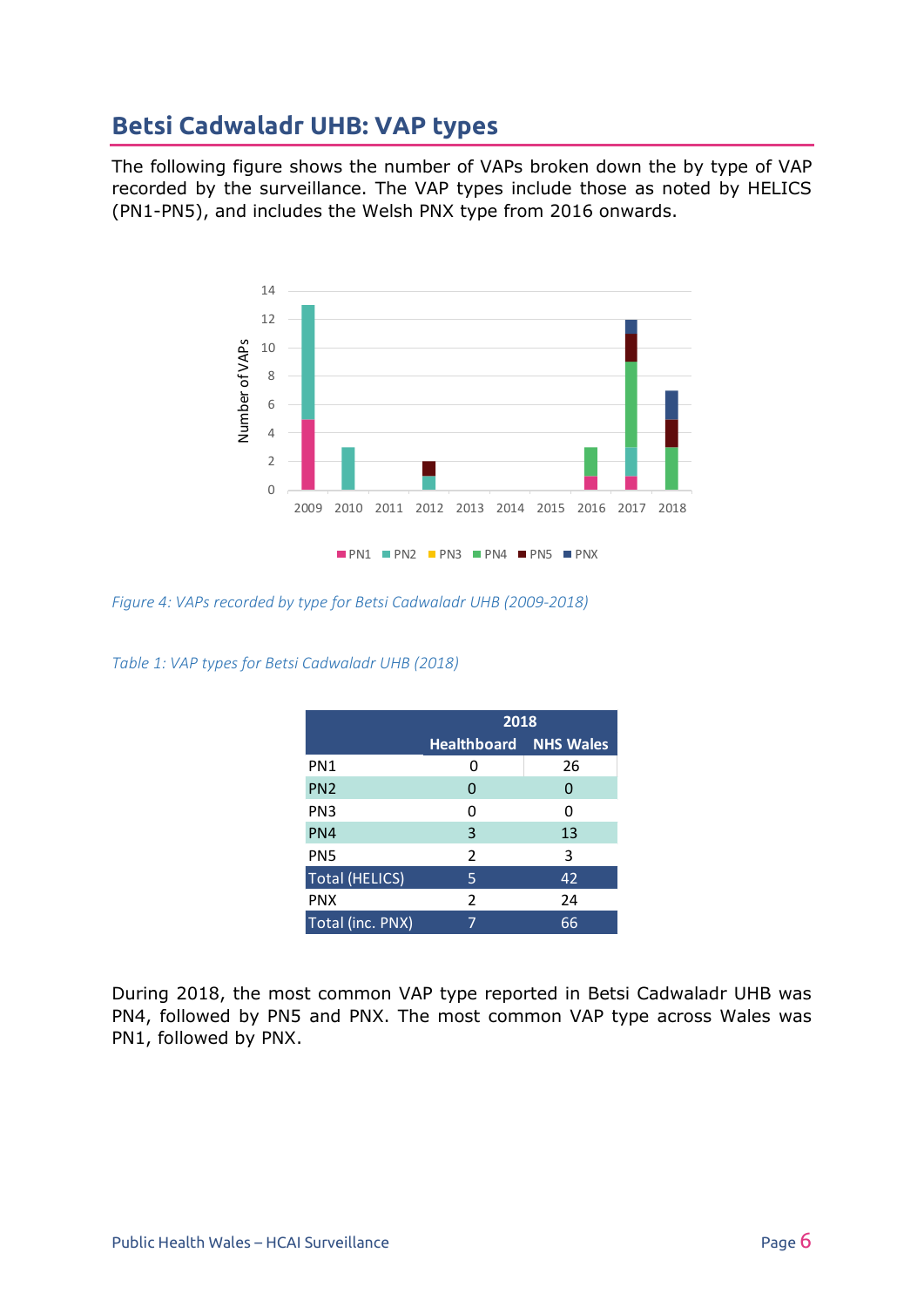## Betsi Cadwaladr UHB: VAP types

The following figure shows the number of VAPs broken down the by type of VAP recorded by the surveillance. The VAP types include those as noted by HELICS (PN1-PN5), and includes the Welsh PNX type from 2016 onwards.

*Figure 4: VAPs recorded by type for Betsi Cadwaladr UHB (2009-2018)*

*Table 1: VAP types for Betsi Cadwaladr UHB (2018)*

| | 2018 | |
|---|---|---|
| | Healthboard | NHS Wales |
| PN1 | 0 | 26 |
| PN2 | 0 | 0 |
| PN3 | 0 | 0 |
| PN4 | 3 | 13 |
| PN5 | 2 | 3 |
| Total (HELICS) | 5 | 42 |
| PNX | 2 | 24 |
| Total (inc. PNX) | 7 | 66 |

During 2018, the most common VAP type reported in Betsi Cadwaladr UHB was PN4, followed by PN5 and PNX. The most common VAP type across Wales was PN1, followed by PNX.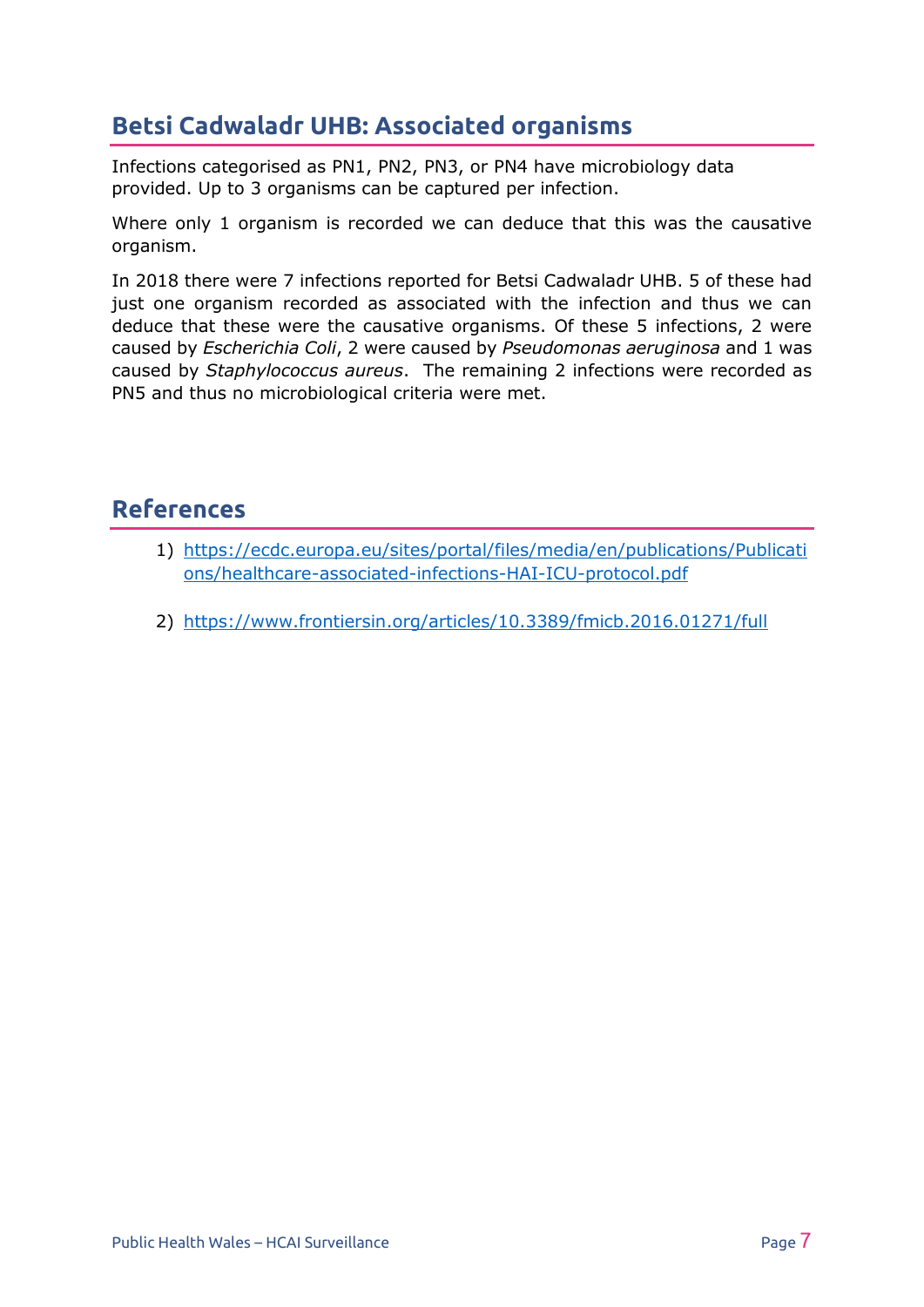## Betsi Cadwaladr UHB: Associated organisms

Infections categorised as PN1, PN2, PN3, or PN4 have microbiology data provided. Up to 3 organisms can be captured per infection.

Where only 1 organism is recorded we can deduce that this was the causative organism.

In 2018 there were 7 infections reported for Betsi Cadwaladr UHB. 5 of these had just one organism recorded as associated with the infection and thus we can deduce that these were the causative organisms. Of these 5 infections, 2 were caused by *Escherichia Coli*, 2 were caused by *Pseudomonas aeruginosa* and 1 was caused by *Staphylococcus aureus*. The remaining 2 infections were recorded as PN5 and thus no microbiological criteria were met.

## References

1) https://ecdc.europa.eu/sites/portal/files/media/en/publications/Publications/healthcare-associated-infections-HAI-ICU-protocol.pdf

2) https://www.frontiersin.org/articles/10.3389/fmicb.2016.01271/full